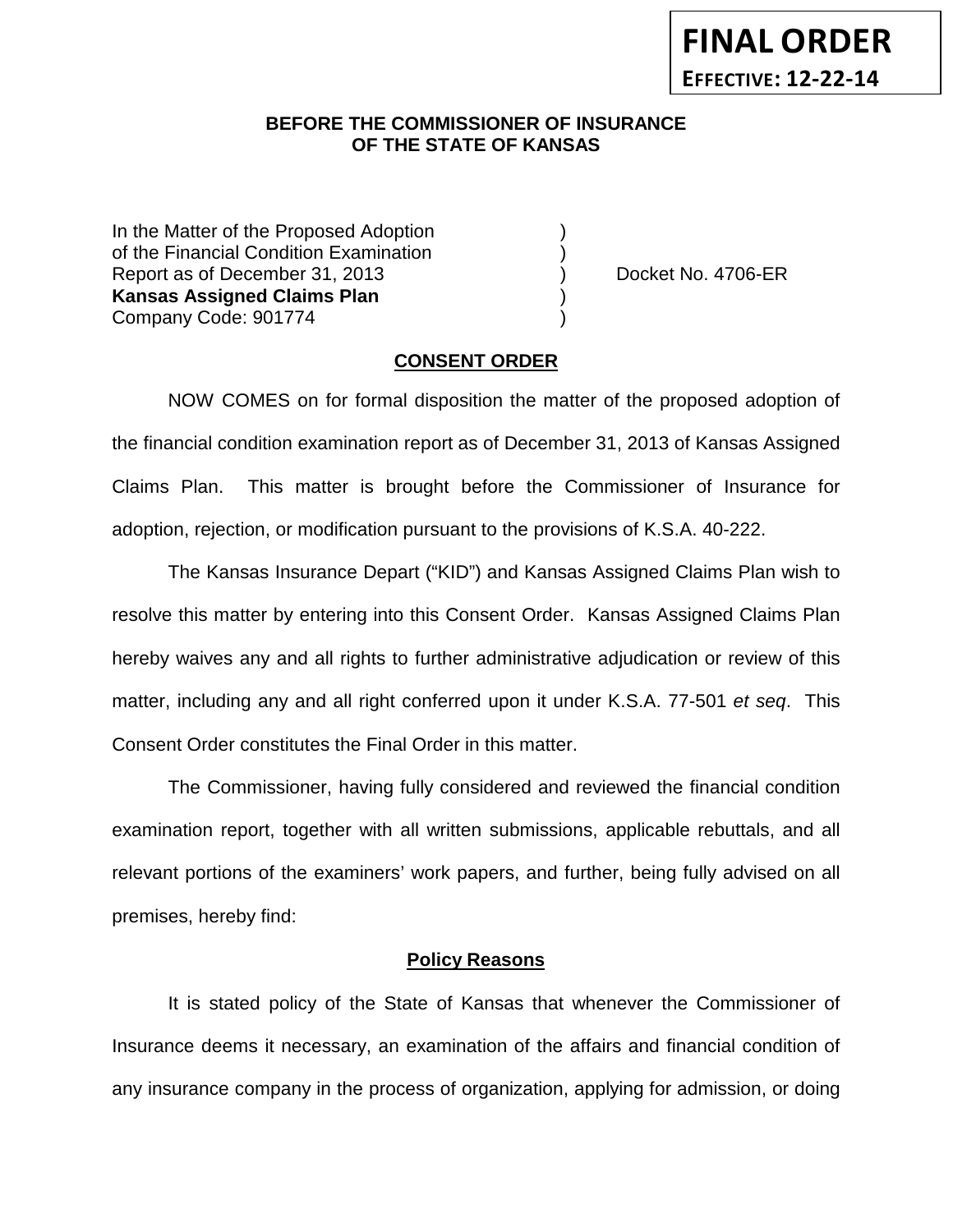**FINAL ORDER**
**EFFECTIVE: 12-22-14**

**BEFORE THE COMMISSIONER OF INSURANCE**
**OF THE STATE OF KANSAS**

In the Matter of the Proposed Adoption )
of the Financial Condition Examination )
Report as of December 31, 2013 ) Docket No. 4706-ER
**Kansas Assigned Claims Plan** )
Company Code: 901774 )

## CONSENT ORDER

NOW COMES on for formal disposition the matter of the proposed adoption of the financial condition examination report as of December 31, 2013 of Kansas Assigned Claims Plan. This matter is brought before the Commissioner of Insurance for adoption, rejection, or modification pursuant to the provisions of K.S.A. 40-222.

The Kansas Insurance Depart ("KID") and Kansas Assigned Claims Plan wish to resolve this matter by entering into this Consent Order. Kansas Assigned Claims Plan hereby waives any and all rights to further administrative adjudication or review of this matter, including any and all right conferred upon it under K.S.A. 77-501 *et seq*. This Consent Order constitutes the Final Order in this matter.

The Commissioner, having fully considered and reviewed the financial condition examination report, together with all written submissions, applicable rebuttals, and all relevant portions of the examiners' work papers, and further, being fully advised on all premises, hereby find:

### Policy Reasons

It is stated policy of the State of Kansas that whenever the Commissioner of Insurance deems it necessary, an examination of the affairs and financial condition of any insurance company in the process of organization, applying for admission, or doing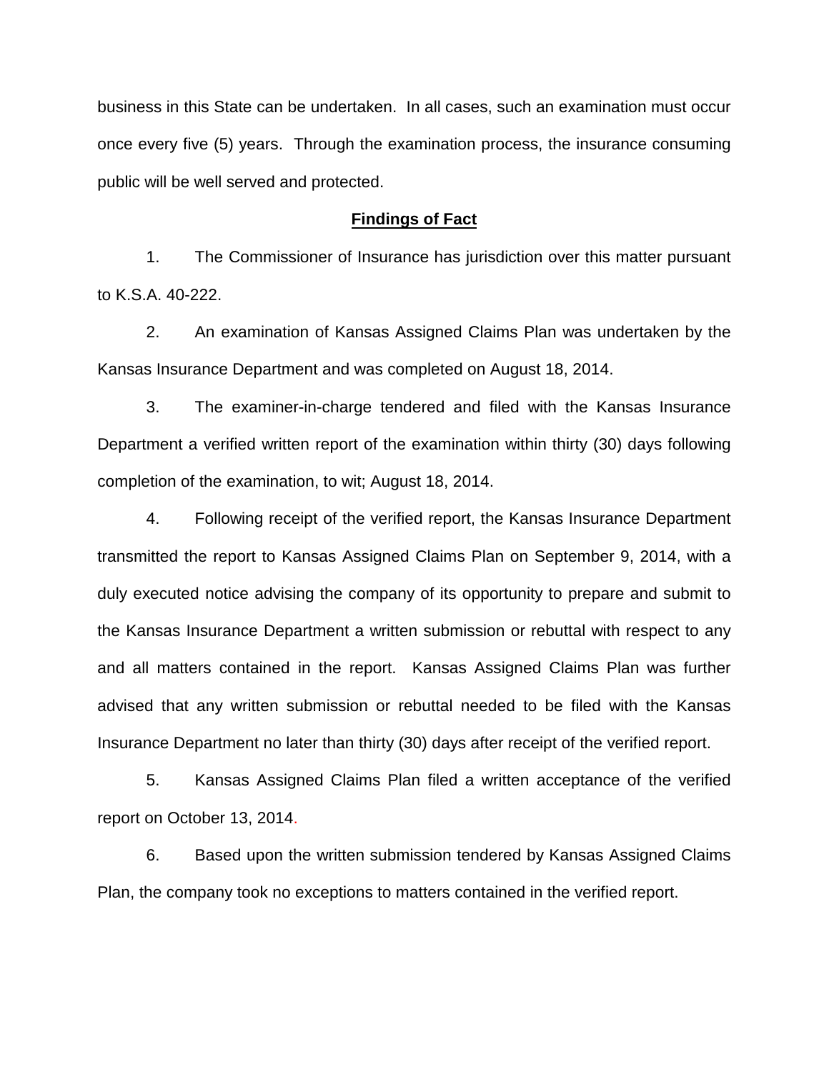business in this State can be undertaken. In all cases, such an examination must occur once every five (5) years. Through the examination process, the insurance consuming public will be well served and protected.

## **Findings of Fact**

1. The Commissioner of Insurance has jurisdiction over this matter pursuant to K.S.A. 40-222.

2. An examination of Kansas Assigned Claims Plan was undertaken by the Kansas Insurance Department and was completed on August 18, 2014.

3. The examiner-in-charge tendered and filed with the Kansas Insurance Department a verified written report of the examination within thirty (30) days following completion of the examination, to wit; August 18, 2014.

4. Following receipt of the verified report, the Kansas Insurance Department transmitted the report to Kansas Assigned Claims Plan on September 9, 2014, with a duly executed notice advising the company of its opportunity to prepare and submit to the Kansas Insurance Department a written submission or rebuttal with respect to any and all matters contained in the report. Kansas Assigned Claims Plan was further advised that any written submission or rebuttal needed to be filed with the Kansas Insurance Department no later than thirty (30) days after receipt of the verified report.

5. Kansas Assigned Claims Plan filed a written acceptance of the verified report on October 13, 2014.

6. Based upon the written submission tendered by Kansas Assigned Claims Plan, the company took no exceptions to matters contained in the verified report.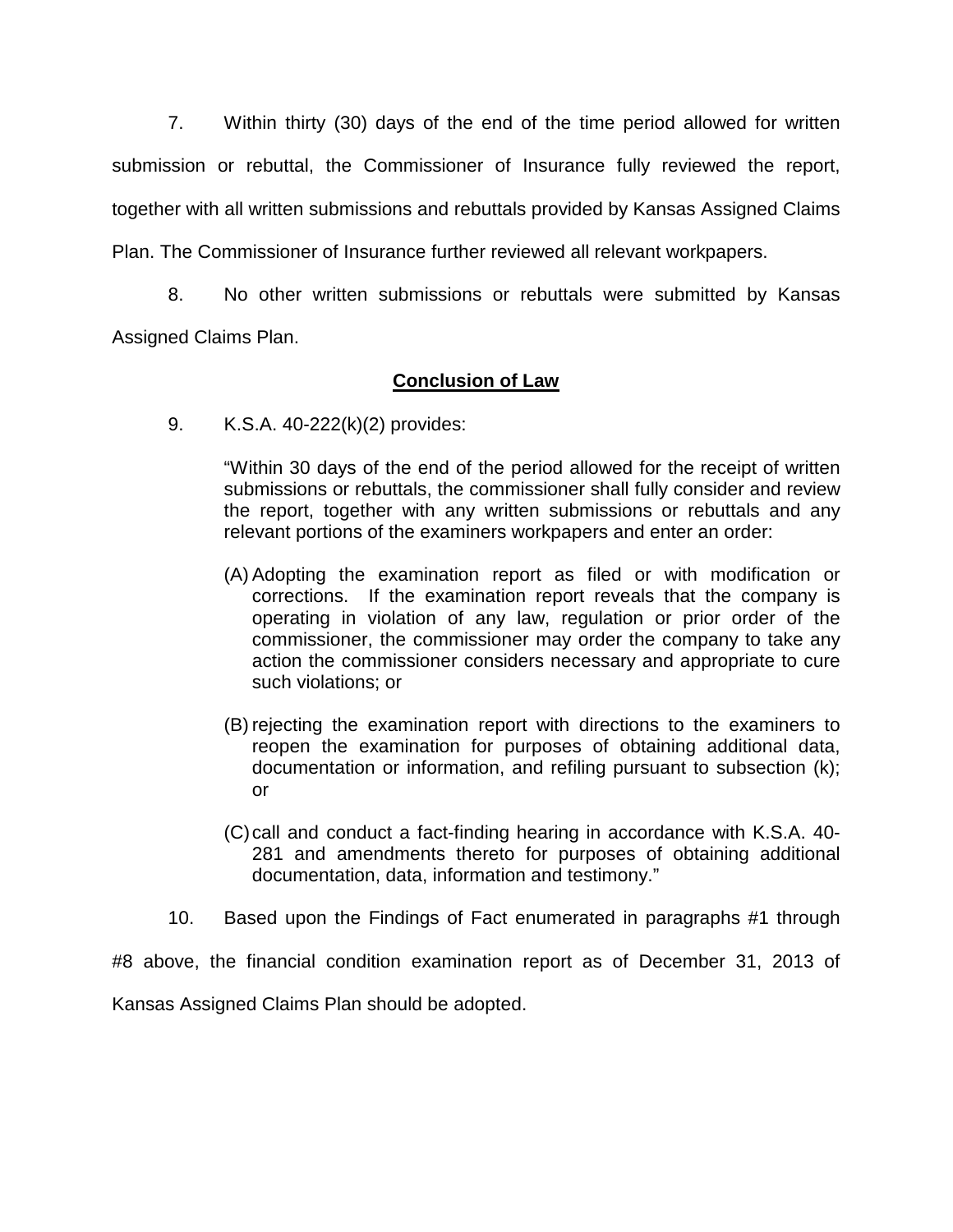7. Within thirty (30) days of the end of the time period allowed for written submission or rebuttal, the Commissioner of Insurance fully reviewed the report, together with all written submissions and rebuttals provided by Kansas Assigned Claims Plan. The Commissioner of Insurance further reviewed all relevant workpapers.

8. No other written submissions or rebuttals were submitted by Kansas Assigned Claims Plan.

## **Conclusion of Law**

9. K.S.A. 40-222(k)(2) provides:

> "Within 30 days of the end of the period allowed for the receipt of written submissions or rebuttals, the commissioner shall fully consider and review the report, together with any written submissions or rebuttals and any relevant portions of the examiners workpapers and enter an order:
>
> (A) Adopting the examination report as filed or with modification or corrections. If the examination report reveals that the company is operating in violation of any law, regulation or prior order of the commissioner, the commissioner may order the company to take any action the commissioner considers necessary and appropriate to cure such violations; or
>
> (B) rejecting the examination report with directions to the examiners to reopen the examination for purposes of obtaining additional data, documentation or information, and refiling pursuant to subsection (k); or
>
> (C) call and conduct a fact-finding hearing in accordance with K.S.A. 40-281 and amendments thereto for purposes of obtaining additional documentation, data, information and testimony."

10. Based upon the Findings of Fact enumerated in paragraphs #1 through #8 above, the financial condition examination report as of December 31, 2013 of Kansas Assigned Claims Plan should be adopted.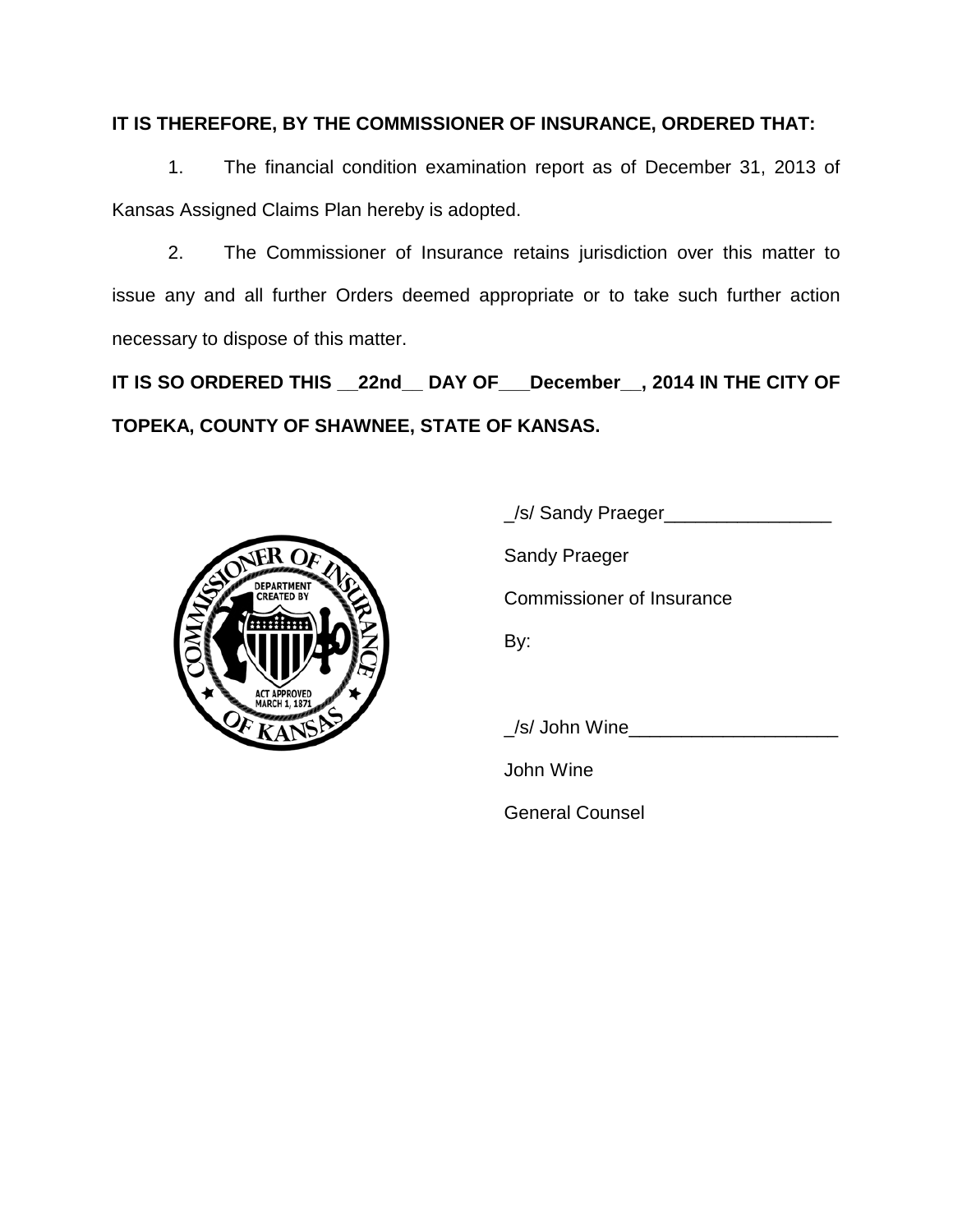**IT IS THEREFORE, BY THE COMMISSIONER OF INSURANCE, ORDERED THAT:**

1. The financial condition examination report as of December 31, 2013 of Kansas Assigned Claims Plan hereby is adopted.

2. The Commissioner of Insurance retains jurisdiction over this matter to issue any and all further Orders deemed appropriate or to take such further action necessary to dispose of this matter.

**IT IS SO ORDERED THIS __22nd__ DAY OF___December__, 2014 IN THE CITY OF TOPEKA, COUNTY OF SHAWNEE, STATE OF KANSAS.**

_/s/ Sandy Praeger________________

Sandy Praeger

Commissioner of Insurance

By:

_/s/ John Wine____________________

John Wine

General Counsel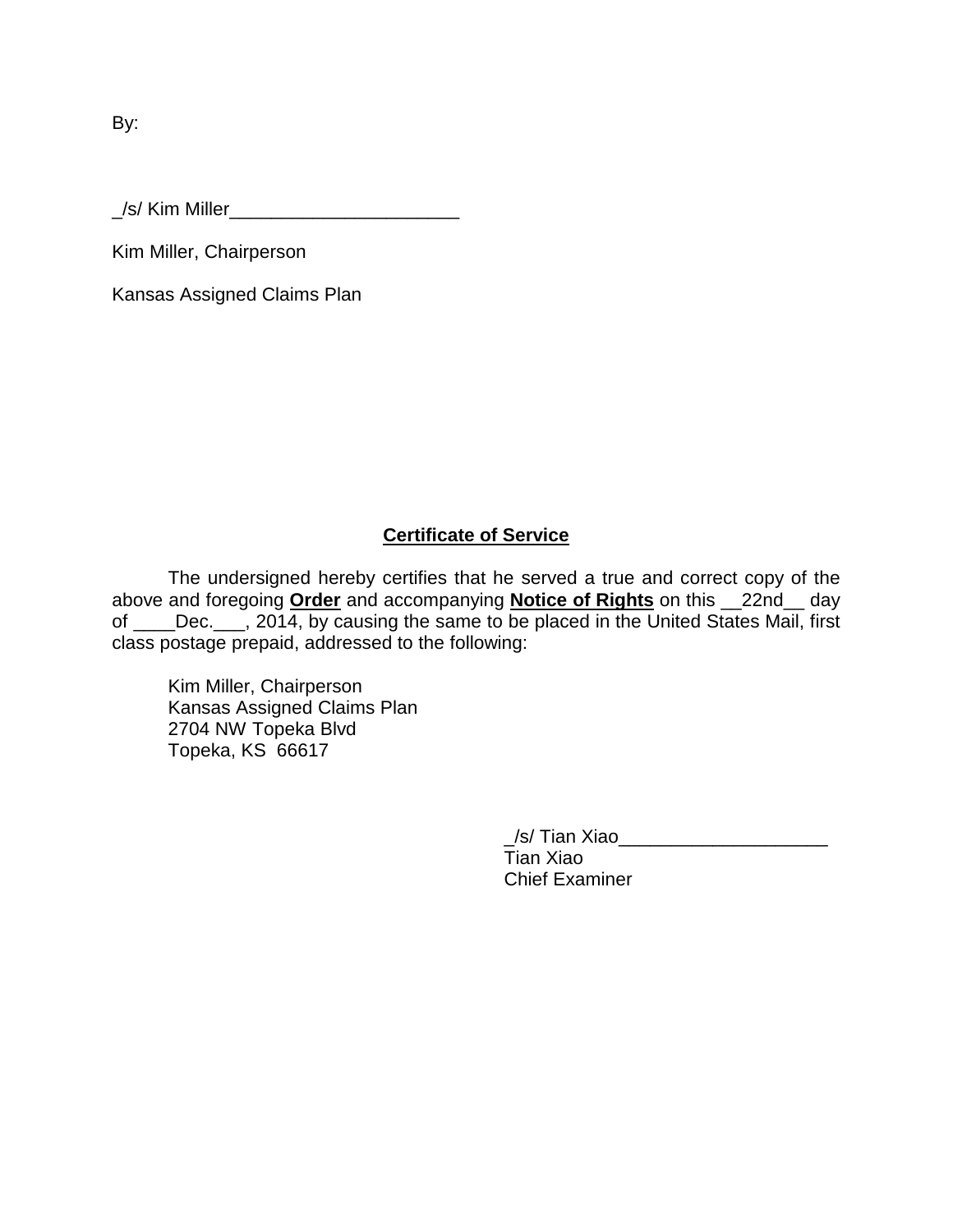By:

_/s/ Kim Miller______________________

Kim Miller, Chairperson

Kansas Assigned Claims Plan

## Certificate of Service

The undersigned hereby certifies that he served a true and correct copy of the above and foregoing **Order** and accompanying **Notice of Rights** on this __22nd__ day of ____Dec.___, 2014, by causing the same to be placed in the United States Mail, first class postage prepaid, addressed to the following:

Kim Miller, Chairperson
Kansas Assigned Claims Plan
2704 NW Topeka Blvd
Topeka, KS 66617

_/s/ Tian Xiao____________________
Tian Xiao
Chief Examiner